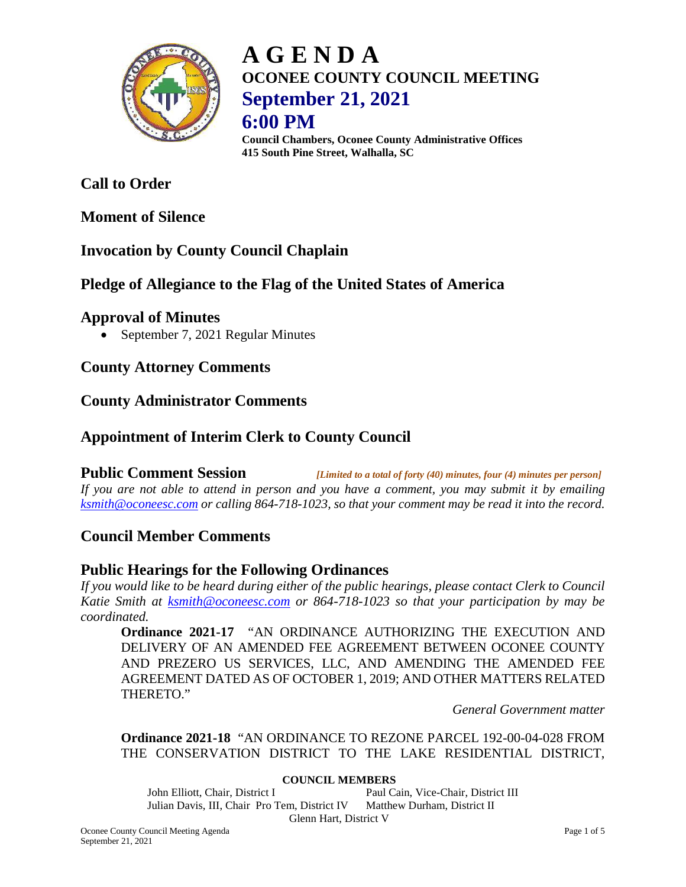# AGENDA

## OCONEE COUNTY COUNCIL MEETING

## September 21, 2021

## 6:00 PM

**Council Chambers, Oconee County Administrative Offices**
**415 South Pine Street, Walhalla, SC**

## Call to Order

## Moment of Silence

## Invocation by County Council Chaplain

## Pledge of Allegiance to the Flag of the United States of America

## Approval of Minutes

- September 7, 2021 Regular Minutes

## County Attorney Comments

## County Administrator Comments

## Appointment of Interim Clerk to County Council

## Public Comment Session

*[Limited to a total of forty (40) minutes, four (4) minutes per person]*

*If you are not able to attend in person and you have a comment, you may submit it by emailing ksmith@oconeesc.com or calling 864-718-1023, so that your comment may be read it into the record.*

## Council Member Comments

## Public Hearings for the Following Ordinances

*If you would like to be heard during either of the public hearings, please contact Clerk to Council Katie Smith at ksmith@oconeesc.com or 864-718-1023 so that your participation by may be coordinated.*

**Ordinance 2021-17** "AN ORDINANCE AUTHORIZING THE EXECUTION AND DELIVERY OF AN AMENDED FEE AGREEMENT BETWEEN OCONEE COUNTY AND PREZERO US SERVICES, LLC, AND AMENDING THE AMENDED FEE AGREEMENT DATED AS OF OCTOBER 1, 2019; AND OTHER MATTERS RELATED THERETO."

*General Government matter*

**Ordinance 2021-18** "AN ORDINANCE TO REZONE PARCEL 192-00-04-028 FROM THE CONSERVATION DISTRICT TO THE LAKE RESIDENTIAL DISTRICT,

**COUNCIL MEMBERS**

John Elliott, Chair, District I
Paul Cain, Vice-Chair, District III
Julian Davis, III, Chair Pro Tem, District IV
Matthew Durham, District II
Glenn Hart, District V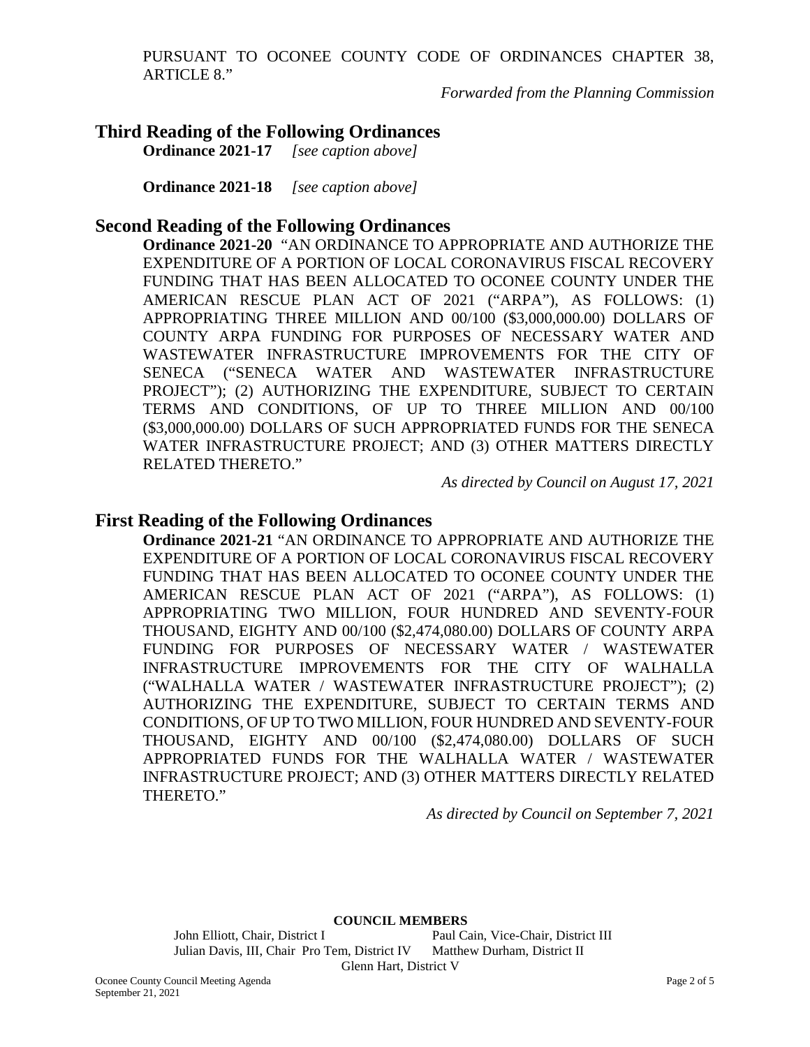PURSUANT TO OCONEE COUNTY CODE OF ORDINANCES CHAPTER 38, ARTICLE 8."

*Forwarded from the Planning Commission*

## Third Reading of the Following Ordinances

**Ordinance 2021-17** *[see caption above]*

**Ordinance 2021-18** *[see caption above]*

## Second Reading of the Following Ordinances

**Ordinance 2021-20** "AN ORDINANCE TO APPROPRIATE AND AUTHORIZE THE EXPENDITURE OF A PORTION OF LOCAL CORONAVIRUS FISCAL RECOVERY FUNDING THAT HAS BEEN ALLOCATED TO OCONEE COUNTY UNDER THE AMERICAN RESCUE PLAN ACT OF 2021 ("ARPA"), AS FOLLOWS: (1) APPROPRIATING THREE MILLION AND 00/100 ($3,000,000.00) DOLLARS OF COUNTY ARPA FUNDING FOR PURPOSES OF NECESSARY WATER AND WASTEWATER INFRASTRUCTURE IMPROVEMENTS FOR THE CITY OF SENECA ("SENECA WATER AND WASTEWATER INFRASTRUCTURE PROJECT"); (2) AUTHORIZING THE EXPENDITURE, SUBJECT TO CERTAIN TERMS AND CONDITIONS, OF UP TO THREE MILLION AND 00/100 ($3,000,000.00) DOLLARS OF SUCH APPROPRIATED FUNDS FOR THE SENECA WATER INFRASTRUCTURE PROJECT; AND (3) OTHER MATTERS DIRECTLY RELATED THERETO."

*As directed by Council on August 17, 2021*

## First Reading of the Following Ordinances

**Ordinance 2021-21** "AN ORDINANCE TO APPROPRIATE AND AUTHORIZE THE EXPENDITURE OF A PORTION OF LOCAL CORONAVIRUS FISCAL RECOVERY FUNDING THAT HAS BEEN ALLOCATED TO OCONEE COUNTY UNDER THE AMERICAN RESCUE PLAN ACT OF 2021 ("ARPA"), AS FOLLOWS: (1) APPROPRIATING TWO MILLION, FOUR HUNDRED AND SEVENTY-FOUR THOUSAND, EIGHTY AND 00/100 ($2,474,080.00) DOLLARS OF COUNTY ARPA FUNDING FOR PURPOSES OF NECESSARY WATER / WASTEWATER INFRASTRUCTURE IMPROVEMENTS FOR THE CITY OF WALHALLA ("WALHALLA WATER / WASTEWATER INFRASTRUCTURE PROJECT"); (2) AUTHORIZING THE EXPENDITURE, SUBJECT TO CERTAIN TERMS AND CONDITIONS, OF UP TO TWO MILLION, FOUR HUNDRED AND SEVENTY-FOUR THOUSAND, EIGHTY AND 00/100 ($2,474,080.00) DOLLARS OF SUCH APPROPRIATED FUNDS FOR THE WALHALLA WATER / WASTEWATER INFRASTRUCTURE PROJECT; AND (3) OTHER MATTERS DIRECTLY RELATED THERETO."

*As directed by Council on September 7, 2021*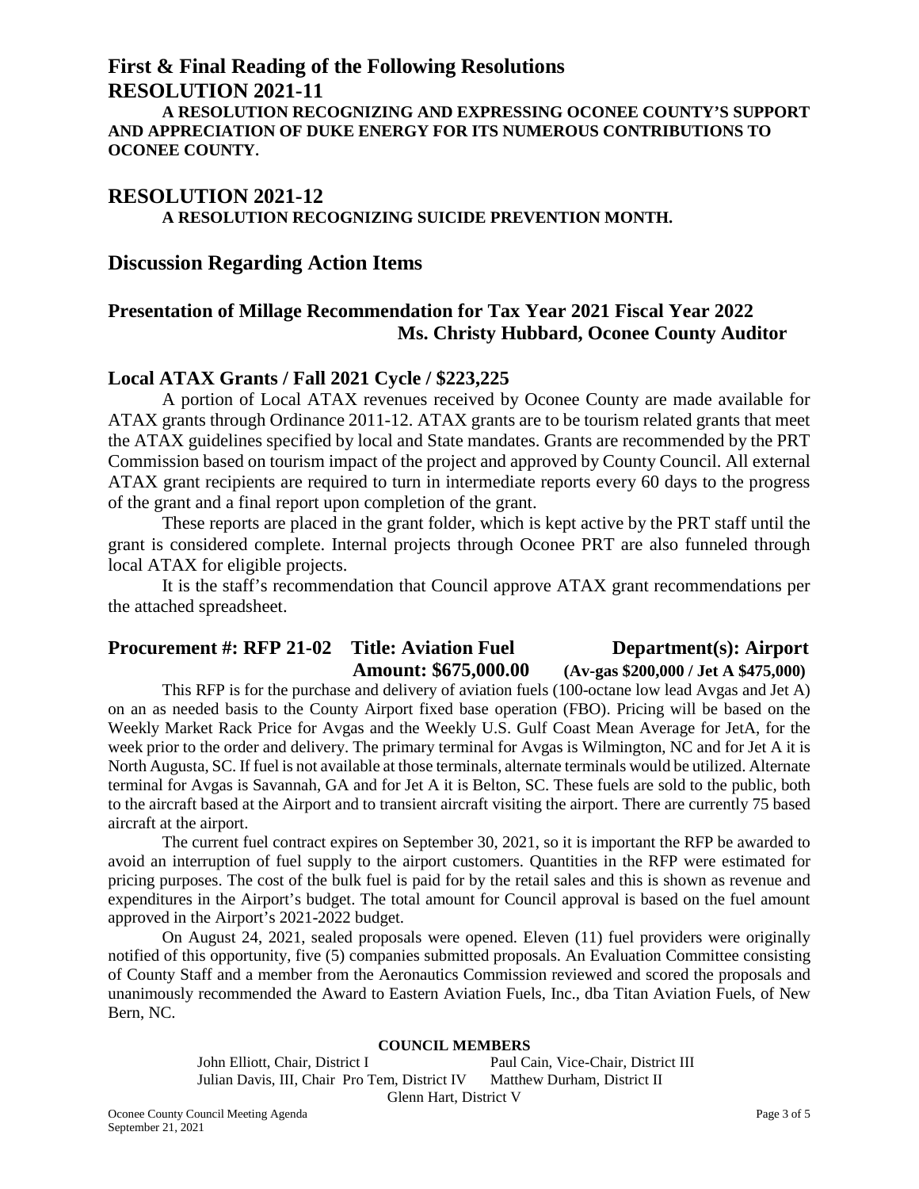## First & Final Reading of the Following Resolutions

## RESOLUTION 2021-11

**A RESOLUTION RECOGNIZING AND EXPRESSING OCONEE COUNTY'S SUPPORT AND APPRECIATION OF DUKE ENERGY FOR ITS NUMEROUS CONTRIBUTIONS TO OCONEE COUNTY.**

## RESOLUTION 2021-12

**A RESOLUTION RECOGNIZING SUICIDE PREVENTION MONTH.**

## Discussion Regarding Action Items

### Presentation of Millage Recommendation for Tax Year 2021 Fiscal Year 2022 Ms. Christy Hubbard, Oconee County Auditor

### Local ATAX Grants / Fall 2021 Cycle / $223,225

A portion of Local ATAX revenues received by Oconee County are made available for ATAX grants through Ordinance 2011-12. ATAX grants are to be tourism related grants that meet the ATAX guidelines specified by local and State mandates. Grants are recommended by the PRT Commission based on tourism impact of the project and approved by County Council. All external ATAX grant recipients are required to turn in intermediate reports every 60 days to the progress of the grant and a final report upon completion of the grant.

These reports are placed in the grant folder, which is kept active by the PRT staff until the grant is considered complete. Internal projects through Oconee PRT are also funneled through local ATAX for eligible projects.

It is the staff's recommendation that Council approve ATAX grant recommendations per the attached spreadsheet.

### Procurement #: RFP 21-02 Title: Aviation Fuel Department(s): Airport Amount: $675,000.00 (Av-gas $200,000 / Jet A $475,000)

This RFP is for the purchase and delivery of aviation fuels (100-octane low lead Avgas and Jet A) on an as needed basis to the County Airport fixed base operation (FBO). Pricing will be based on the Weekly Market Rack Price for Avgas and the Weekly U.S. Gulf Coast Mean Average for JetA, for the week prior to the order and delivery. The primary terminal for Avgas is Wilmington, NC and for Jet A it is North Augusta, SC. If fuel is not available at those terminals, alternate terminals would be utilized. Alternate terminal for Avgas is Savannah, GA and for Jet A it is Belton, SC. These fuels are sold to the public, both to the aircraft based at the Airport and to transient aircraft visiting the airport. There are currently 75 based aircraft at the airport.

The current fuel contract expires on September 30, 2021, so it is important the RFP be awarded to avoid an interruption of fuel supply to the airport customers. Quantities in the RFP were estimated for pricing purposes. The cost of the bulk fuel is paid for by the retail sales and this is shown as revenue and expenditures in the Airport's budget. The total amount for Council approval is based on the fuel amount approved in the Airport's 2021-2022 budget.

On August 24, 2021, sealed proposals were opened. Eleven (11) fuel providers were originally notified of this opportunity, five (5) companies submitted proposals. An Evaluation Committee consisting of County Staff and a member from the Aeronautics Commission reviewed and scored the proposals and unanimously recommended the Award to Eastern Aviation Fuels, Inc., dba Titan Aviation Fuels, of New Bern, NC.

**COUNCIL MEMBERS**

John Elliott, Chair, District I
Paul Cain, Vice-Chair, District III
Julian Davis, III, Chair Pro Tem, District IV
Matthew Durham, District II
Glenn Hart, District V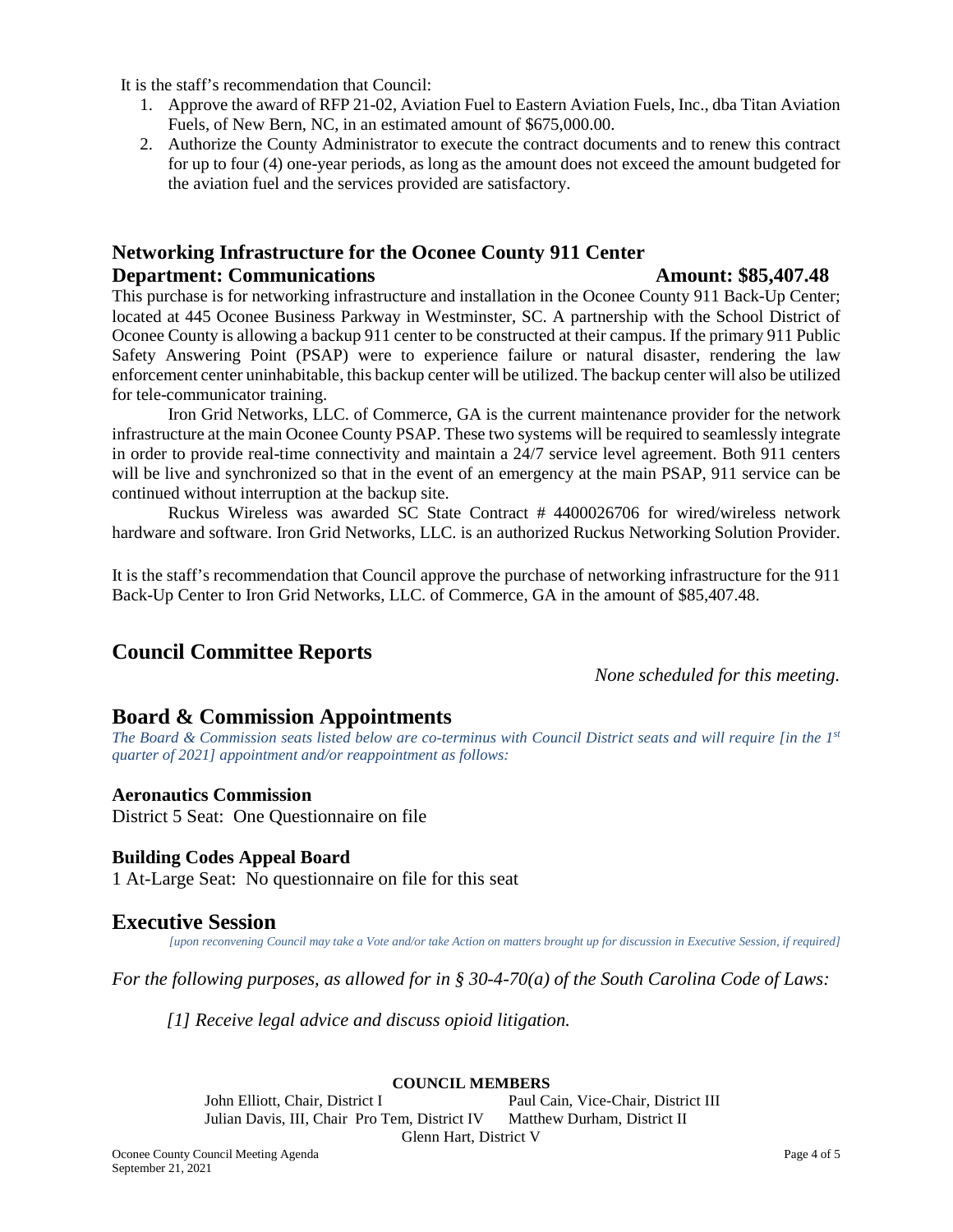It is the staff's recommendation that Council:

1. Approve the award of RFP 21-02, Aviation Fuel to Eastern Aviation Fuels, Inc., dba Titan Aviation Fuels, of New Bern, NC, in an estimated amount of $675,000.00.
2. Authorize the County Administrator to execute the contract documents and to renew this contract for up to four (4) one-year periods, as long as the amount does not exceed the amount budgeted for the aviation fuel and the services provided are satisfactory.

### Networking Infrastructure for the Oconee County 911 Center

**Department: Communications** **Amount: $85,407.48**

This purchase is for networking infrastructure and installation in the Oconee County 911 Back-Up Center; located at 445 Oconee Business Parkway in Westminster, SC. A partnership with the School District of Oconee County is allowing a backup 911 center to be constructed at their campus. If the primary 911 Public Safety Answering Point (PSAP) were to experience failure or natural disaster, rendering the law enforcement center uninhabitable, this backup center will be utilized. The backup center will also be utilized for tele-communicator training.

Iron Grid Networks, LLC. of Commerce, GA is the current maintenance provider for the network infrastructure at the main Oconee County PSAP. These two systems will be required to seamlessly integrate in order to provide real-time connectivity and maintain a 24/7 service level agreement. Both 911 centers will be live and synchronized so that in the event of an emergency at the main PSAP, 911 service can be continued without interruption at the backup site.

Ruckus Wireless was awarded SC State Contract # 4400026706 for wired/wireless network hardware and software. Iron Grid Networks, LLC. is an authorized Ruckus Networking Solution Provider.

It is the staff's recommendation that Council approve the purchase of networking infrastructure for the 911 Back-Up Center to Iron Grid Networks, LLC. of Commerce, GA in the amount of $85,407.48.

## Council Committee Reports

*None scheduled for this meeting.*

## Board & Commission Appointments

*The Board & Commission seats listed below are co-terminus with Council District seats and will require [in the 1st quarter of 2021] appointment and/or reappointment as follows:*

### Aeronautics Commission

District 5 Seat: One Questionnaire on file

### Building Codes Appeal Board

1 At-Large Seat: No questionnaire on file for this seat

## Executive Session

*[upon reconvening Council may take a Vote and/or take Action on matters brought up for discussion in Executive Session, if required]*

*For the following purposes, as allowed for in § 30-4-70(a) of the South Carolina Code of Laws:*

*[1] Receive legal advice and discuss opioid litigation.*

**COUNCIL MEMBERS**

John Elliott, Chair, District I
Paul Cain, Vice-Chair, District III
Julian Davis, III, Chair Pro Tem, District IV
Matthew Durham, District II
Glenn Hart, District V

Oconee County Council Meeting Agenda
September 21, 2021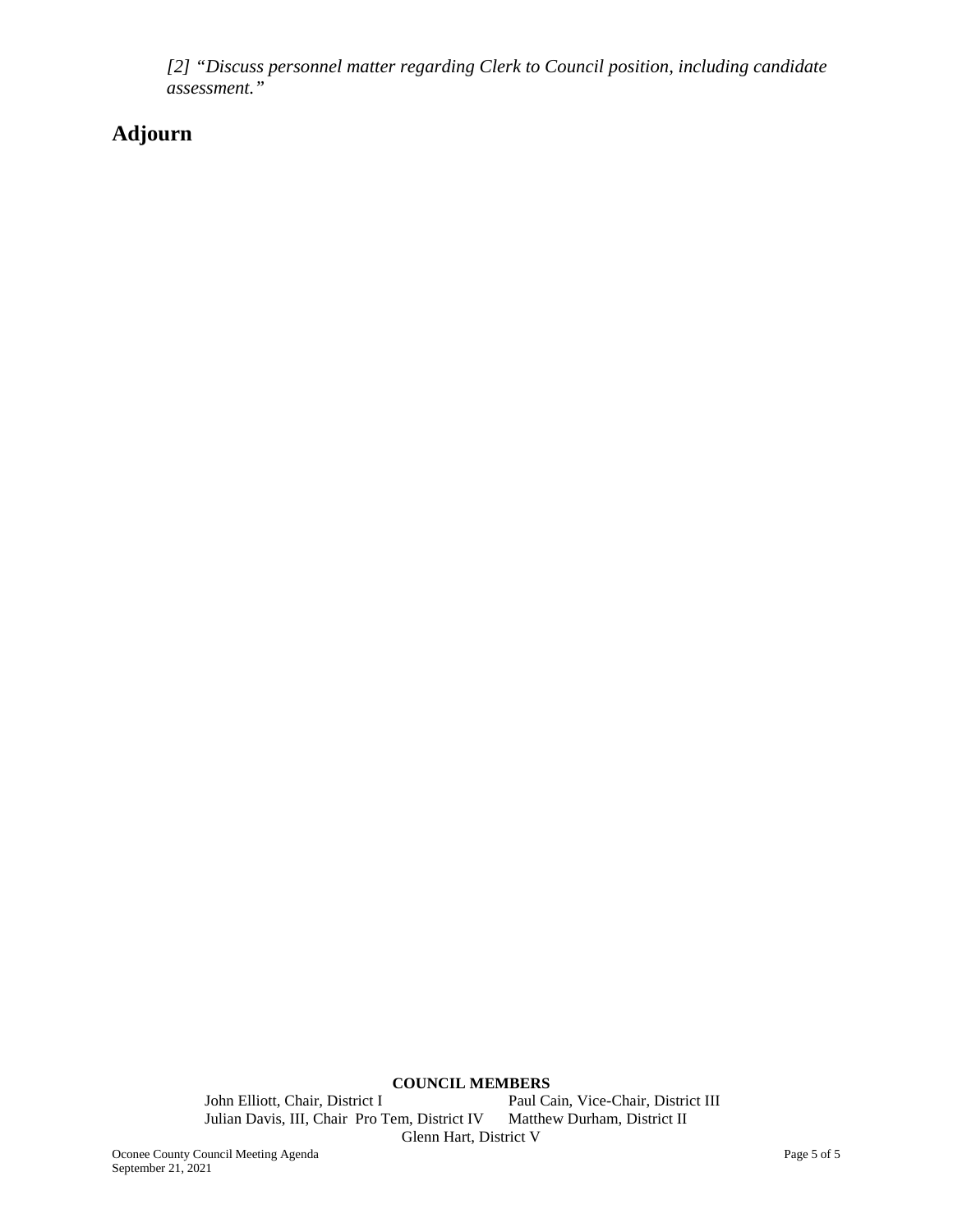*[2] "Discuss personnel matter regarding Clerk to Council position, including candidate assessment."*

## Adjourn

**COUNCIL MEMBERS**

John Elliott, Chair, District I
Paul Cain, Vice-Chair, District III
Julian Davis, III, Chair Pro Tem, District IV
Matthew Durham, District II
Glenn Hart, District V